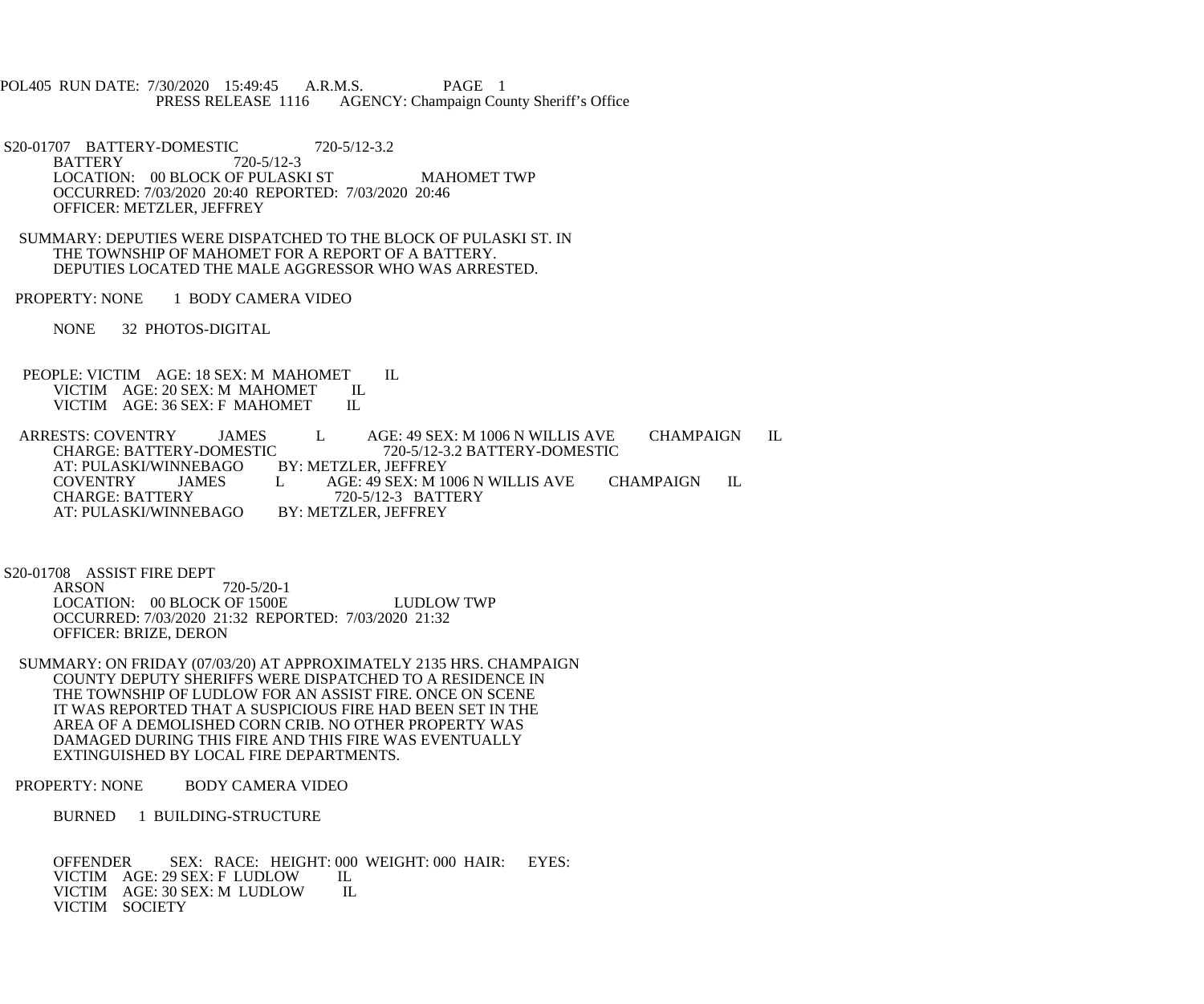POL405 RUN DATE: 7/30/2020 15:49:45 A.R.M.S. PAGE 1
PRESS RELEASE 1116 AGENCY: Champaign County Sheriff's Office

S20-01707 BATTERY-DOMESTIC 720-5/12-3.2
BATTERY 720-5/12-3
LOCATION: 00 BLOCK OF PULASKI ST MAHOMET TWP
OCCURRED: 7/03/2020 20:40 REPORTED: 7/03/2020 20:46
OFFICER: METZLER, JEFFREY

SUMMARY: DEPUTIES WERE DISPATCHED TO THE BLOCK OF PULASKI ST. IN THE TOWNSHIP OF MAHOMET FOR A REPORT OF A BATTERY. DEPUTIES LOCATED THE MALE AGGRESSOR WHO WAS ARRESTED.

PROPERTY: NONE 1 BODY CAMERA VIDEO

NONE 32 PHOTOS-DIGITAL

PEOPLE: VICTIM AGE: 18 SEX: M MAHOMET IL
VICTIM AGE: 20 SEX: M MAHOMET IL
VICTIM AGE: 36 SEX: F MAHOMET IL

ARRESTS: COVENTRY JAMES L AGE: 49 SEX: M 1006 N WILLIS AVE CHAMPAIGN IL
CHARGE: BATTERY-DOMESTIC 720-5/12-3.2 BATTERY-DOMESTIC
AT: PULASKI/WINNEBAGO BY: METZLER, JEFFREY
COVENTRY JAMES L AGE: 49 SEX: M 1006 N WILLIS AVE CHAMPAIGN IL
CHARGE: BATTERY 720-5/12-3 BATTERY
AT: PULASKI/WINNEBAGO BY: METZLER, JEFFREY

S20-01708 ASSIST FIRE DEPT
ARSON 720-5/20-1
LOCATION: 00 BLOCK OF 1500E LUDLOW TWP
OCCURRED: 7/03/2020 21:32 REPORTED: 7/03/2020 21:32
OFFICER: BRIZE, DERON

SUMMARY: ON FRIDAY (07/03/20) AT APPROXIMATELY 2135 HRS. CHAMPAIGN COUNTY DEPUTY SHERIFFS WERE DISPATCHED TO A RESIDENCE IN THE TOWNSHIP OF LUDLOW FOR AN ASSIST FIRE. ONCE ON SCENE IT WAS REPORTED THAT A SUSPICIOUS FIRE HAD BEEN SET IN THE AREA OF A DEMOLISHED CORN CRIB. NO OTHER PROPERTY WAS DAMAGED DURING THIS FIRE AND THIS FIRE WAS EVENTUALLY EXTINGUISHED BY LOCAL FIRE DEPARTMENTS.

PROPERTY: NONE BODY CAMERA VIDEO

BURNED 1 BUILDING-STRUCTURE

OFFENDER SEX: RACE: HEIGHT: 000 WEIGHT: 000 HAIR: EYES:
VICTIM AGE: 29 SEX: F LUDLOW IL
VICTIM AGE: 30 SEX: M LUDLOW IL
VICTIM SOCIETY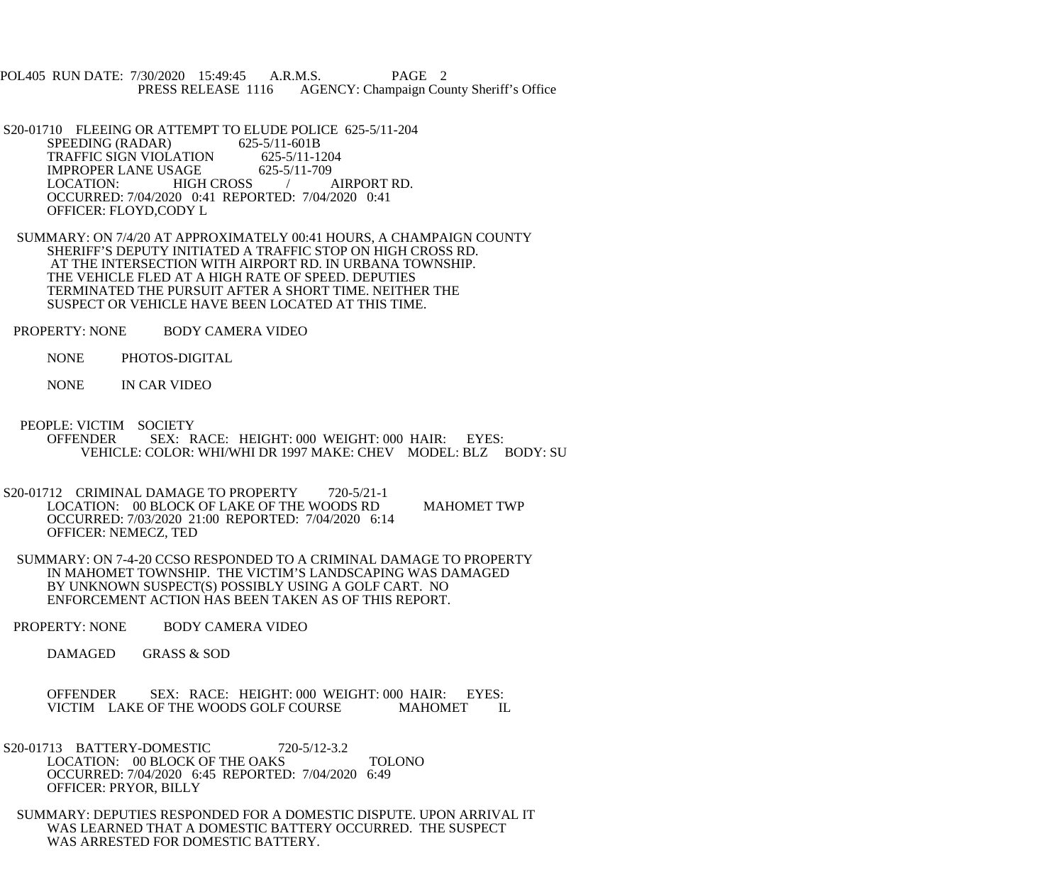S20-01710 FLEEING OR ATTEMPT TO ELUDE POLICE 625-5/11-204
SPEEDING (RADAR) 625-5/11-601B
TRAFFIC SIGN VIOLATION 625-5/11-1204
IMPROPER LANE USAGE 625-5/11-709
LOCATION: HIGH CROSS / AIRPORT RD.
OCCURRED: 7/04/2020 0:41 REPORTED: 7/04/2020 0:41
OFFICER: FLOYD,CODY L

SUMMARY: ON 7/4/20 AT APPROXIMATELY 00:41 HOURS, A CHAMPAIGN COUNTY SHERIFF'S DEPUTY INITIATED A TRAFFIC STOP ON HIGH CROSS RD. AT THE INTERSECTION WITH AIRPORT RD. IN URBANA TOWNSHIP. THE VEHICLE FLED AT A HIGH RATE OF SPEED. DEPUTIES TERMINATED THE PURSUIT AFTER A SHORT TIME. NEITHER THE SUSPECT OR VEHICLE HAVE BEEN LOCATED AT THIS TIME.

PROPERTY: NONE BODY CAMERA VIDEO

NONE PHOTOS-DIGITAL

NONE IN CAR VIDEO

PEOPLE: VICTIM SOCIETY
OFFENDER SEX: RACE: HEIGHT: 000 WEIGHT: 000 HAIR: EYES:
VEHICLE: COLOR: WHI/WHI DR 1997 MAKE: CHEV MODEL: BLZ BODY: SU

S20-01712 CRIMINAL DAMAGE TO PROPERTY 720-5/21-1
LOCATION: 00 BLOCK OF LAKE OF THE WOODS RD MAHOMET TWP
OCCURRED: 7/03/2020 21:00 REPORTED: 7/04/2020 6:14
OFFICER: NEMECZ, TED

SUMMARY: ON 7-4-20 CCSO RESPONDED TO A CRIMINAL DAMAGE TO PROPERTY IN MAHOMET TOWNSHIP. THE VICTIM'S LANDSCAPING WAS DAMAGED BY UNKNOWN SUSPECT(S) POSSIBLY USING A GOLF CART. NO ENFORCEMENT ACTION HAS BEEN TAKEN AS OF THIS REPORT.

PROPERTY: NONE BODY CAMERA VIDEO

DAMAGED GRASS & SOD

OFFENDER SEX: RACE: HEIGHT: 000 WEIGHT: 000 HAIR: EYES:
VICTIM LAKE OF THE WOODS GOLF COURSE MAHOMET IL

S20-01713 BATTERY-DOMESTIC 720-5/12-3.2
LOCATION: 00 BLOCK OF THE OAKS TOLONO
OCCURRED: 7/04/2020 6:45 REPORTED: 7/04/2020 6:49
OFFICER: PRYOR, BILLY

SUMMARY: DEPUTIES RESPONDED FOR A DOMESTIC DISPUTE. UPON ARRIVAL IT WAS LEARNED THAT A DOMESTIC BATTERY OCCURRED. THE SUSPECT WAS ARRESTED FOR DOMESTIC BATTERY.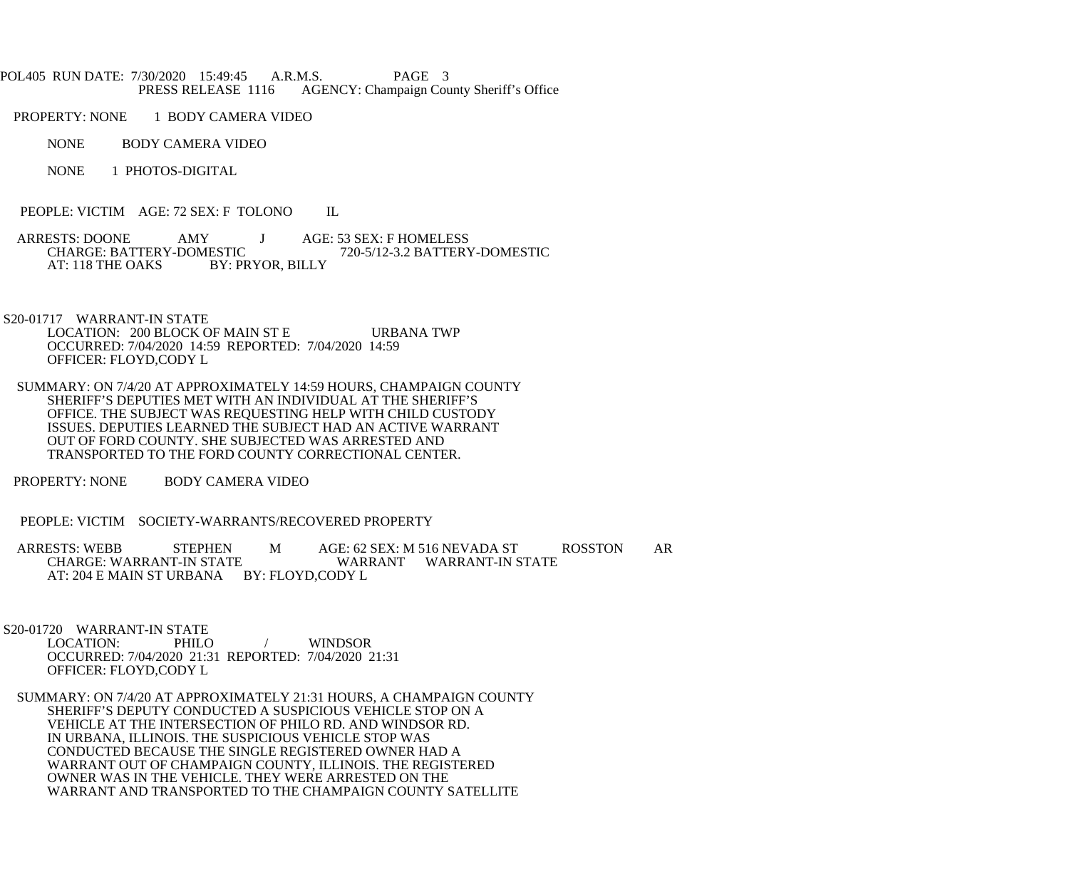PROPERTY: NONE 1 BODY CAMERA VIDEO

NONE BODY CAMERA VIDEO

NONE 1 PHOTOS-DIGITAL

PEOPLE: VICTIM AGE: 72 SEX: F TOLONO IL

ARRESTS: DOONE AMY J AGE: 53 SEX: F HOMELESS
CHARGE: BATTERY-DOMESTIC 720-5/12-3.2 BATTERY-DOMESTIC
AT: 118 THE OAKS BY: PRYOR, BILLY

S20-01717 WARRANT-IN STATE
LOCATION: 200 BLOCK OF MAIN ST E URBANA TWP
OCCURRED: 7/04/2020 14:59 REPORTED: 7/04/2020 14:59
OFFICER: FLOYD,CODY L

SUMMARY: ON 7/4/20 AT APPROXIMATELY 14:59 HOURS, CHAMPAIGN COUNTY SHERIFF'S DEPUTIES MET WITH AN INDIVIDUAL AT THE SHERIFF'S OFFICE. THE SUBJECT WAS REQUESTING HELP WITH CHILD CUSTODY ISSUES. DEPUTIES LEARNED THE SUBJECT HAD AN ACTIVE WARRANT OUT OF FORD COUNTY. SHE SUBJECTED WAS ARRESTED AND TRANSPORTED TO THE FORD COUNTY CORRECTIONAL CENTER.

PROPERTY: NONE BODY CAMERA VIDEO

PEOPLE: VICTIM SOCIETY-WARRANTS/RECOVERED PROPERTY

ARRESTS: WEBB STEPHEN M AGE: 62 SEX: M 516 NEVADA ST ROSSTON AR
CHARGE: WARRANT-IN STATE WARRANT WARRANT-IN STATE
AT: 204 E MAIN ST URBANA BY: FLOYD,CODY L

S20-01720 WARRANT-IN STATE
LOCATION: PHILO / WINDSOR
OCCURRED: 7/04/2020 21:31 REPORTED: 7/04/2020 21:31
OFFICER: FLOYD,CODY L

SUMMARY: ON 7/4/20 AT APPROXIMATELY 21:31 HOURS, A CHAMPAIGN COUNTY SHERIFF'S DEPUTY CONDUCTED A SUSPICIOUS VEHICLE STOP ON A VEHICLE AT THE INTERSECTION OF PHILO RD. AND WINDSOR RD. IN URBANA, ILLINOIS. THE SUSPICIOUS VEHICLE STOP WAS CONDUCTED BECAUSE THE SINGLE REGISTERED OWNER HAD A WARRANT OUT OF CHAMPAIGN COUNTY, ILLINOIS. THE REGISTERED OWNER WAS IN THE VEHICLE. THEY WERE ARRESTED ON THE WARRANT AND TRANSPORTED TO THE CHAMPAIGN COUNTY SATELLITE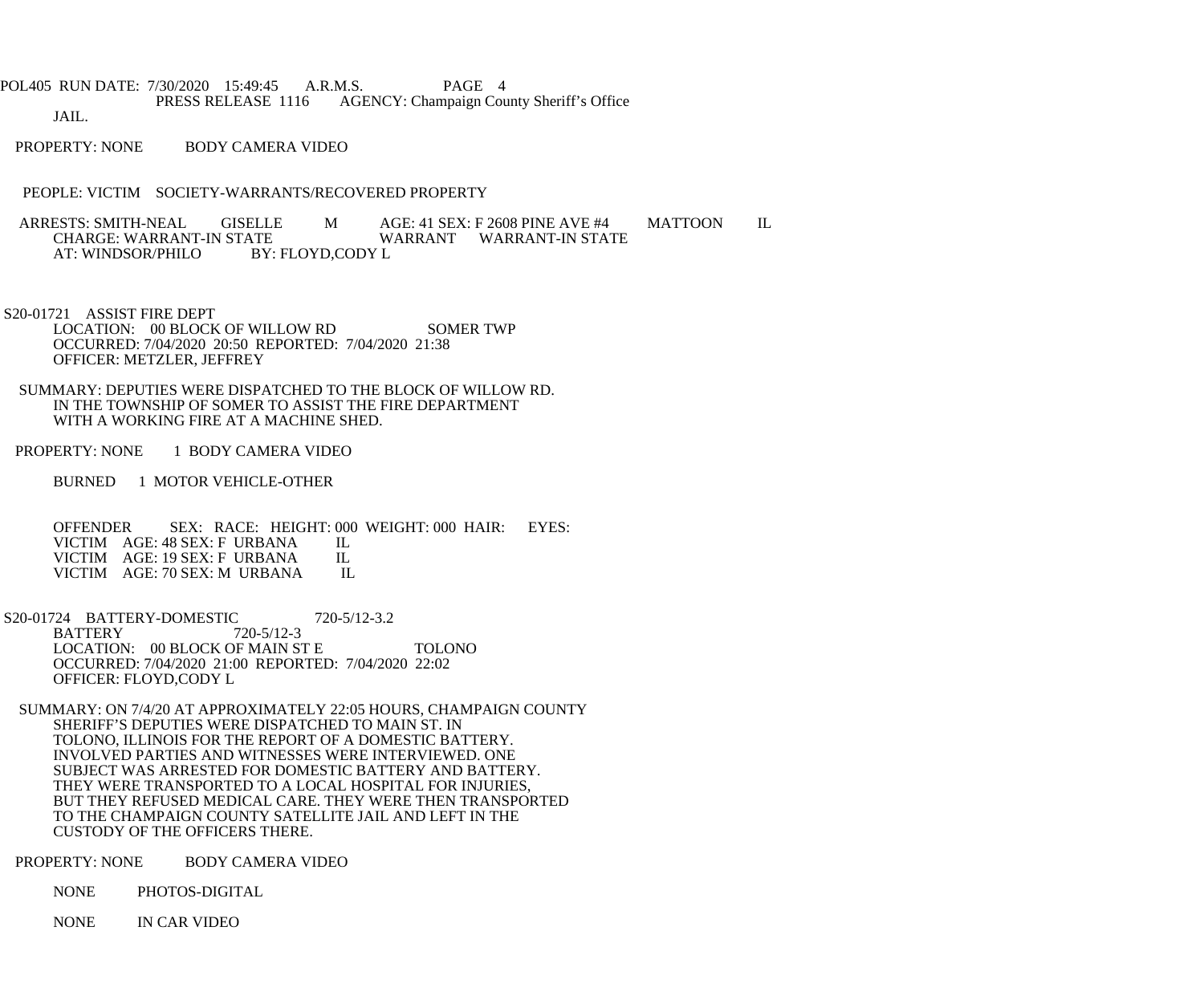JAIL.

PROPERTY: NONE BODY CAMERA VIDEO

PEOPLE: VICTIM SOCIETY-WARRANTS/RECOVERED PROPERTY

ARRESTS: SMITH-NEAL GISELLE M AGE: 41 SEX: F 2608 PINE AVE #4 MATTOON IL
CHARGE: WARRANT-IN STATE WARRANT WARRANT-IN STATE
AT: WINDSOR/PHILO BY: FLOYD,CODY L

S20-01721 ASSIST FIRE DEPT
LOCATION: 00 BLOCK OF WILLOW RD SOMER TWP
OCCURRED: 7/04/2020 20:50 REPORTED: 7/04/2020 21:38
OFFICER: METZLER, JEFFREY

SUMMARY: DEPUTIES WERE DISPATCHED TO THE BLOCK OF WILLOW RD. IN THE TOWNSHIP OF SOMER TO ASSIST THE FIRE DEPARTMENT WITH A WORKING FIRE AT A MACHINE SHED.

PROPERTY: NONE 1 BODY CAMERA VIDEO

BURNED 1 MOTOR VEHICLE-OTHER

OFFENDER SEX: RACE: HEIGHT: 000 WEIGHT: 000 HAIR: EYES:
VICTIM AGE: 48 SEX: F URBANA IL
VICTIM AGE: 19 SEX: F URBANA IL
VICTIM AGE: 70 SEX: M URBANA IL

S20-01724 BATTERY-DOMESTIC 720-5/12-3.2
BATTERY 720-5/12-3
LOCATION: 00 BLOCK OF MAIN ST E TOLONO
OCCURRED: 7/04/2020 21:00 REPORTED: 7/04/2020 22:02
OFFICER: FLOYD,CODY L

SUMMARY: ON 7/4/20 AT APPROXIMATELY 22:05 HOURS, CHAMPAIGN COUNTY SHERIFF'S DEPUTIES WERE DISPATCHED TO MAIN ST. IN TOLONO, ILLINOIS FOR THE REPORT OF A DOMESTIC BATTERY. INVOLVED PARTIES AND WITNESSES WERE INTERVIEWED. ONE SUBJECT WAS ARRESTED FOR DOMESTIC BATTERY AND BATTERY. THEY WERE TRANSPORTED TO A LOCAL HOSPITAL FOR INJURIES, BUT THEY REFUSED MEDICAL CARE. THEY WERE THEN TRANSPORTED TO THE CHAMPAIGN COUNTY SATELLITE JAIL AND LEFT IN THE CUSTODY OF THE OFFICERS THERE.

PROPERTY: NONE BODY CAMERA VIDEO

NONE PHOTOS-DIGITAL

NONE IN CAR VIDEO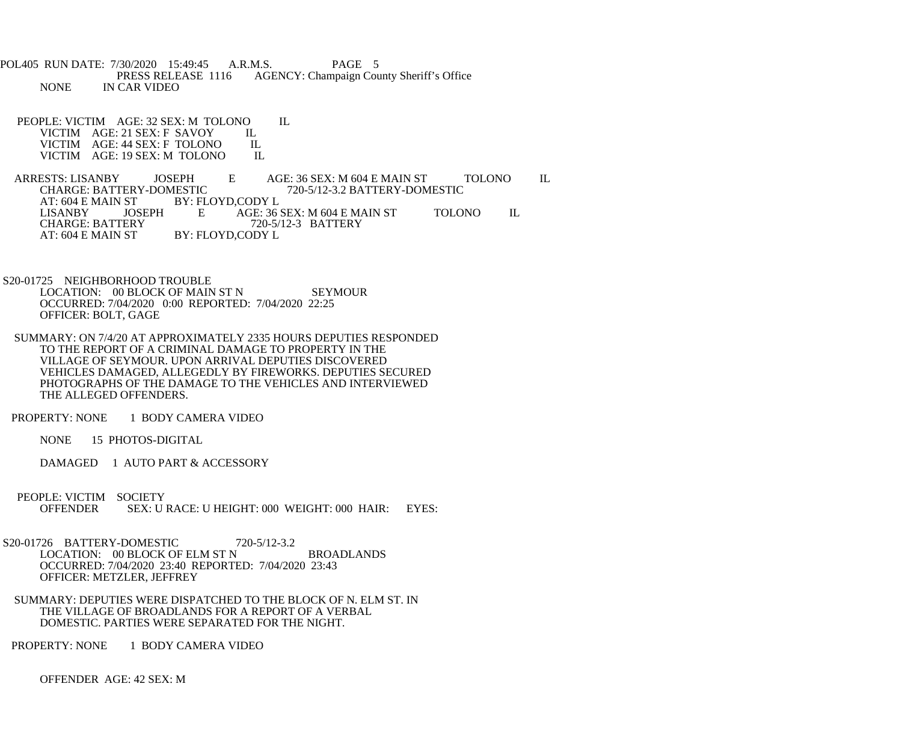NONE IN CAR VIDEO

PEOPLE: VICTIM AGE: 32 SEX: M TOLONO IL
VICTIM AGE: 21 SEX: F SAVOY IL
VICTIM AGE: 44 SEX: F TOLONO IL
VICTIM AGE: 19 SEX: M TOLONO IL

ARRESTS: LISANBY JOSEPH E AGE: 36 SEX: M 604 E MAIN ST TOLONO IL
CHARGE: BATTERY-DOMESTIC 720-5/12-3.2 BATTERY-DOMESTIC
AT: 604 E MAIN ST BY: FLOYD,CODY L
LISANBY JOSEPH E AGE: 36 SEX: M 604 E MAIN ST TOLONO IL
CHARGE: BATTERY 720-5/12-3 BATTERY
AT: 604 E MAIN ST BY: FLOYD,CODY L

S20-01725 NEIGHBORHOOD TROUBLE
LOCATION: 00 BLOCK OF MAIN ST N SEYMOUR
OCCURRED: 7/04/2020 0:00 REPORTED: 7/04/2020 22:25
OFFICER: BOLT, GAGE

SUMMARY: ON 7/4/20 AT APPROXIMATELY 2335 HOURS DEPUTIES RESPONDED TO THE REPORT OF A CRIMINAL DAMAGE TO PROPERTY IN THE VILLAGE OF SEYMOUR. UPON ARRIVAL DEPUTIES DISCOVERED VEHICLES DAMAGED, ALLEGEDLY BY FIREWORKS. DEPUTIES SECURED PHOTOGRAPHS OF THE DAMAGE TO THE VEHICLES AND INTERVIEWED THE ALLEGED OFFENDERS.

PROPERTY: NONE 1 BODY CAMERA VIDEO

NONE 15 PHOTOS-DIGITAL

DAMAGED 1 AUTO PART & ACCESSORY

PEOPLE: VICTIM SOCIETY
OFFENDER SEX: U RACE: U HEIGHT: 000 WEIGHT: 000 HAIR: EYES:

S20-01726 BATTERY-DOMESTIC 720-5/12-3.2
LOCATION: 00 BLOCK OF ELM ST N BROADLANDS
OCCURRED: 7/04/2020 23:40 REPORTED: 7/04/2020 23:43
OFFICER: METZLER, JEFFREY

SUMMARY: DEPUTIES WERE DISPATCHED TO THE BLOCK OF N. ELM ST. IN THE VILLAGE OF BROADLANDS FOR A REPORT OF A VERBAL DOMESTIC. PARTIES WERE SEPARATED FOR THE NIGHT.

PROPERTY: NONE 1 BODY CAMERA VIDEO

OFFENDER AGE: 42 SEX: M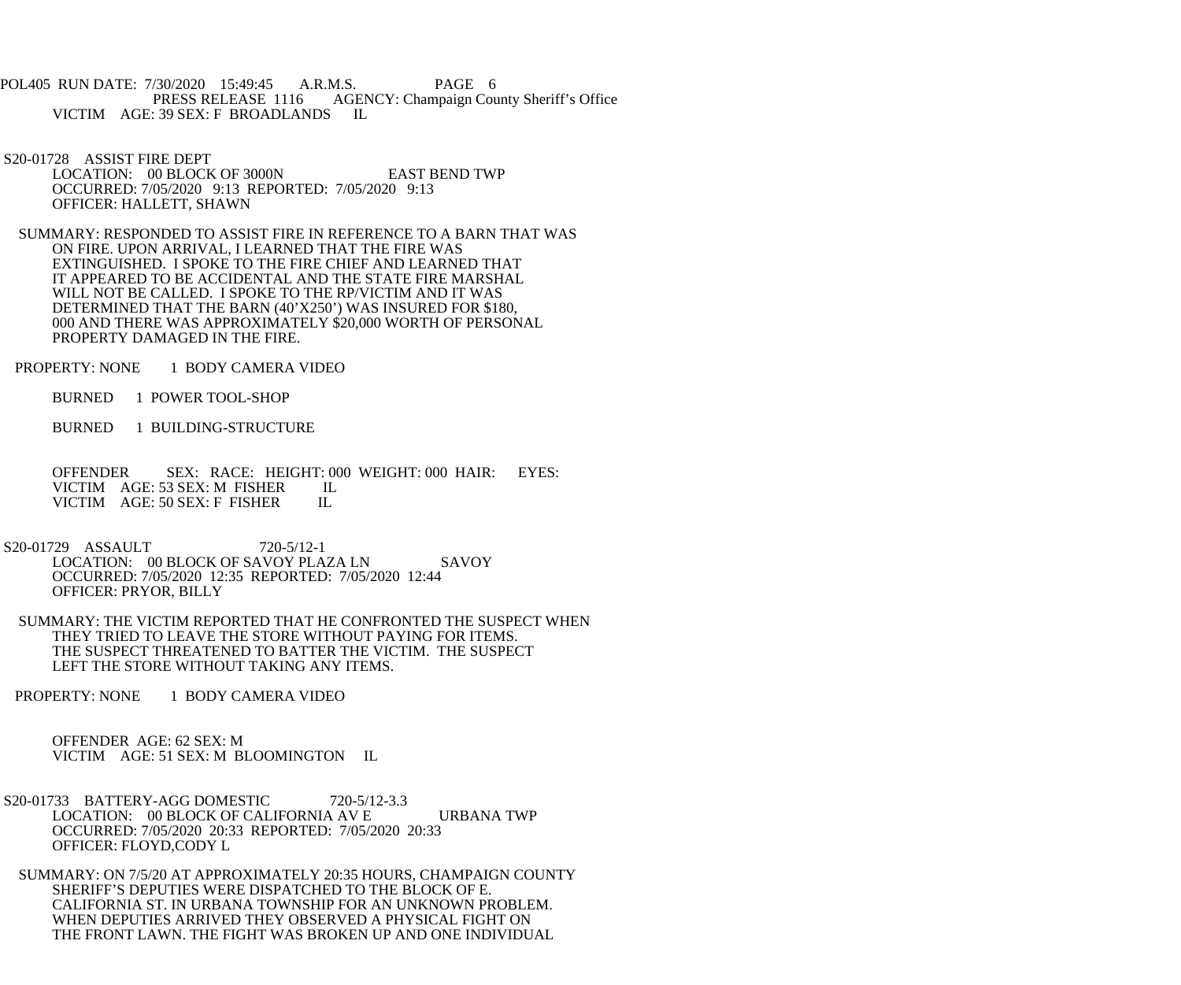VICTIM AGE: 39 SEX: F BROADLANDS IL

S20-01728 ASSIST FIRE DEPT
LOCATION: 00 BLOCK OF 3000N EAST BEND TWP
OCCURRED: 7/05/2020 9:13 REPORTED: 7/05/2020 9:13
OFFICER: HALLETT, SHAWN

SUMMARY: RESPONDED TO ASSIST FIRE IN REFERENCE TO A BARN THAT WAS ON FIRE. UPON ARRIVAL, I LEARNED THAT THE FIRE WAS EXTINGUISHED. I SPOKE TO THE FIRE CHIEF AND LEARNED THAT IT APPEARED TO BE ACCIDENTAL AND THE STATE FIRE MARSHAL WILL NOT BE CALLED. I SPOKE TO THE RP/VICTIM AND IT WAS DETERMINED THAT THE BARN (40'X250') WAS INSURED FOR $180, 000 AND THERE WAS APPROXIMATELY $20,000 WORTH OF PERSONAL PROPERTY DAMAGED IN THE FIRE.

PROPERTY: NONE 1 BODY CAMERA VIDEO

BURNED 1 POWER TOOL-SHOP

BURNED 1 BUILDING-STRUCTURE

OFFENDER SEX: RACE: HEIGHT: 000 WEIGHT: 000 HAIR: EYES:
VICTIM AGE: 53 SEX: M FISHER IL
VICTIM AGE: 50 SEX: F FISHER IL

S20-01729 ASSAULT 720-5/12-1
LOCATION: 00 BLOCK OF SAVOY PLAZA LN SAVOY
OCCURRED: 7/05/2020 12:35 REPORTED: 7/05/2020 12:44
OFFICER: PRYOR, BILLY

SUMMARY: THE VICTIM REPORTED THAT HE CONFRONTED THE SUSPECT WHEN THEY TRIED TO LEAVE THE STORE WITHOUT PAYING FOR ITEMS. THE SUSPECT THREATENED TO BATTER THE VICTIM. THE SUSPECT LEFT THE STORE WITHOUT TAKING ANY ITEMS.

PROPERTY: NONE 1 BODY CAMERA VIDEO

OFFENDER AGE: 62 SEX: M
VICTIM AGE: 51 SEX: M BLOOMINGTON IL

S20-01733 BATTERY-AGG DOMESTIC 720-5/12-3.3
LOCATION: 00 BLOCK OF CALIFORNIA AV E URBANA TWP
OCCURRED: 7/05/2020 20:33 REPORTED: 7/05/2020 20:33
OFFICER: FLOYD,CODY L

SUMMARY: ON 7/5/20 AT APPROXIMATELY 20:35 HOURS, CHAMPAIGN COUNTY SHERIFF'S DEPUTIES WERE DISPATCHED TO THE BLOCK OF E. CALIFORNIA ST. IN URBANA TOWNSHIP FOR AN UNKNOWN PROBLEM. WHEN DEPUTIES ARRIVED THEY OBSERVED A PHYSICAL FIGHT ON THE FRONT LAWN. THE FIGHT WAS BROKEN UP AND ONE INDIVIDUAL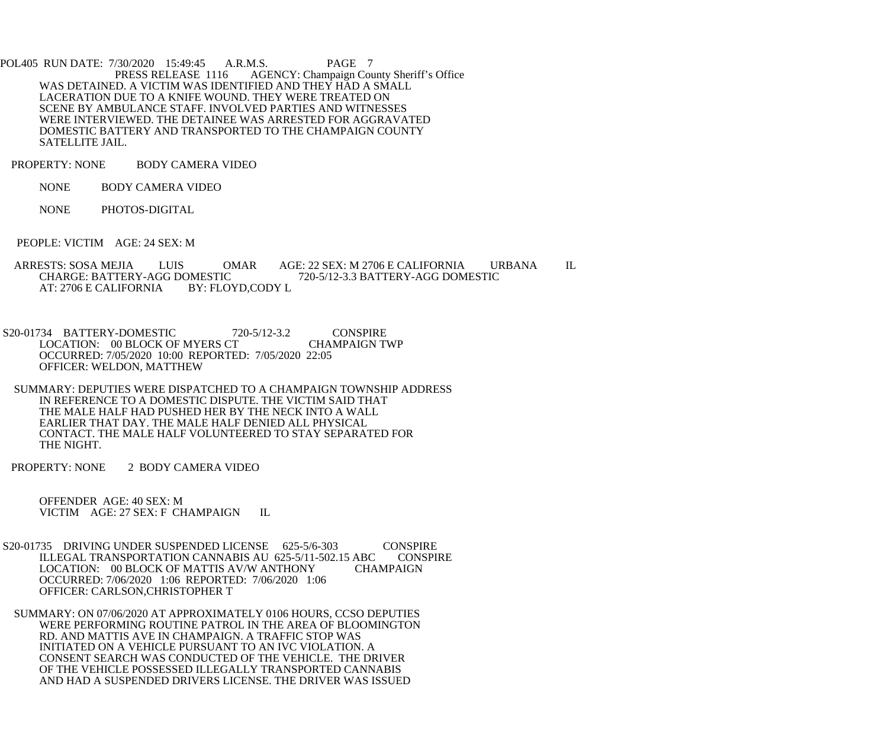WAS DETAINED. A VICTIM WAS IDENTIFIED AND THEY HAD A SMALL LACERATION DUE TO A KNIFE WOUND. THEY WERE TREATED ON SCENE BY AMBULANCE STAFF. INVOLVED PARTIES AND WITNESSES WERE INTERVIEWED. THE DETAINEE WAS ARRESTED FOR AGGRAVATED DOMESTIC BATTERY AND TRANSPORTED TO THE CHAMPAIGN COUNTY SATELLITE JAIL.

PROPERTY: NONE BODY CAMERA VIDEO

NONE BODY CAMERA VIDEO

NONE PHOTOS-DIGITAL

PEOPLE: VICTIM AGE: 24 SEX: M

ARRESTS: SOSA MEJIA LUIS OMAR AGE: 22 SEX: M 2706 E CALIFORNIA URBANA IL
CHARGE: BATTERY-AGG DOMESTIC 720-5/12-3.3 BATTERY-AGG DOMESTIC
AT: 2706 E CALIFORNIA BY: FLOYD,CODY L

S20-01734 BATTERY-DOMESTIC 720-5/12-3.2 CONSPIRE
LOCATION: 00 BLOCK OF MYERS CT CHAMPAIGN TWP
OCCURRED: 7/05/2020 10:00 REPORTED: 7/05/2020 22:05
OFFICER: WELDON, MATTHEW

SUMMARY: DEPUTIES WERE DISPATCHED TO A CHAMPAIGN TOWNSHIP ADDRESS IN REFERENCE TO A DOMESTIC DISPUTE. THE VICTIM SAID THAT THE MALE HALF HAD PUSHED HER BY THE NECK INTO A WALL EARLIER THAT DAY. THE MALE HALF DENIED ALL PHYSICAL CONTACT. THE MALE HALF VOLUNTEERED TO STAY SEPARATED FOR THE NIGHT.

PROPERTY: NONE 2 BODY CAMERA VIDEO

OFFENDER AGE: 40 SEX: M
VICTIM AGE: 27 SEX: F CHAMPAIGN IL

S20-01735 DRIVING UNDER SUSPENDED LICENSE 625-5/6-303 CONSPIRE
ILLEGAL TRANSPORTATION CANNABIS AU 625-5/11-502.15 ABC CONSPIRE
LOCATION: 00 BLOCK OF MATTIS AV/W ANTHONY CHAMPAIGN
OCCURRED: 7/06/2020 1:06 REPORTED: 7/06/2020 1:06
OFFICER: CARLSON,CHRISTOPHER T

SUMMARY: ON 07/06/2020 AT APPROXIMATELY 0106 HOURS, CCSO DEPUTIES WERE PERFORMING ROUTINE PATROL IN THE AREA OF BLOOMINGTON RD. AND MATTIS AVE IN CHAMPAIGN. A TRAFFIC STOP WAS INITIATED ON A VEHICLE PURSUANT TO AN IVC VIOLATION. A CONSENT SEARCH WAS CONDUCTED OF THE VEHICLE. THE DRIVER OF THE VEHICLE POSSESSED ILLEGALLY TRANSPORTED CANNABIS AND HAD A SUSPENDED DRIVERS LICENSE. THE DRIVER WAS ISSUED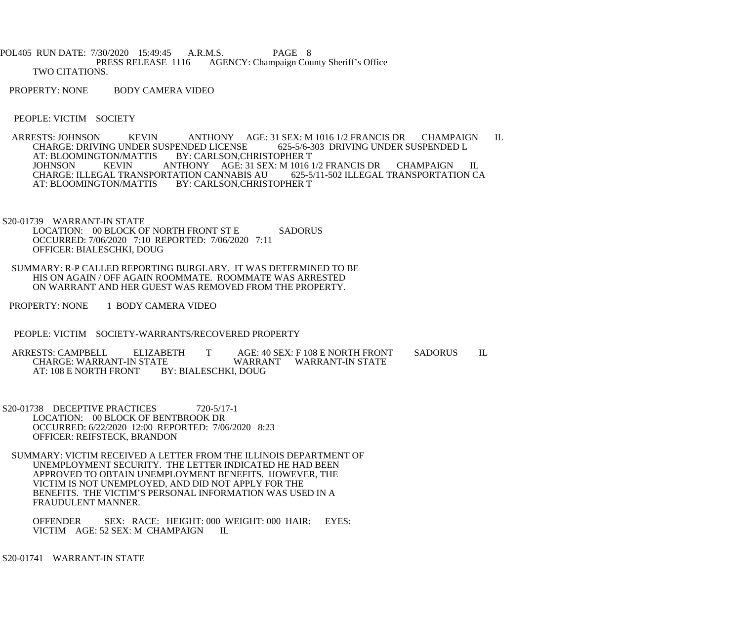TWO CITATIONS.

PROPERTY: NONE BODY CAMERA VIDEO

PEOPLE: VICTIM SOCIETY

ARRESTS: JOHNSON KEVIN ANTHONY AGE: 31 SEX: M 1016 1/2 FRANCIS DR CHAMPAIGN IL
CHARGE: DRIVING UNDER SUSPENDED LICENSE 625-5/6-303 DRIVING UNDER SUSPENDED L
AT: BLOOMINGTON/MATTIS BY: CARLSON,CHRISTOPHER T
JOHNSON KEVIN ANTHONY AGE: 31 SEX: M 1016 1/2 FRANCIS DR CHAMPAIGN IL
CHARGE: ILLEGAL TRANSPORTATION CANNABIS AU 625-5/11-502 ILLEGAL TRANSPORTATION CA
AT: BLOOMINGTON/MATTIS BY: CARLSON,CHRISTOPHER T

S20-01739 WARRANT-IN STATE
LOCATION: 00 BLOCK OF NORTH FRONT ST E SADORUS
OCCURRED: 7/06/2020 7:10 REPORTED: 7/06/2020 7:11
OFFICER: BIALESCHKI, DOUG

SUMMARY: R-P CALLED REPORTING BURGLARY. IT WAS DETERMINED TO BE HIS ON AGAIN / OFF AGAIN ROOMMATE. ROOMMATE WAS ARRESTED ON WARRANT AND HER GUEST WAS REMOVED FROM THE PROPERTY.

PROPERTY: NONE 1 BODY CAMERA VIDEO

PEOPLE: VICTIM SOCIETY-WARRANTS/RECOVERED PROPERTY

ARRESTS: CAMPBELL ELIZABETH T AGE: 40 SEX: F 108 E NORTH FRONT SADORUS IL
CHARGE: WARRANT-IN STATE WARRANT WARRANT-IN STATE
AT: 108 E NORTH FRONT BY: BIALESCHKI, DOUG

S20-01738 DECEPTIVE PRACTICES 720-5/17-1
LOCATION: 00 BLOCK OF BENTBROOK DR
OCCURRED: 6/22/2020 12:00 REPORTED: 7/06/2020 8:23
OFFICER: REIFSTECK, BRANDON

SUMMARY: VICTIM RECEIVED A LETTER FROM THE ILLINOIS DEPARTMENT OF UNEMPLOYMENT SECURITY. THE LETTER INDICATED HE HAD BEEN APPROVED TO OBTAIN UNEMPLOYMENT BENEFITS. HOWEVER, THE VICTIM IS NOT UNEMPLOYED, AND DID NOT APPLY FOR THE BENEFITS. THE VICTIM'S PERSONAL INFORMATION WAS USED IN A FRAUDULENT MANNER.

OFFENDER SEX: RACE: HEIGHT: 000 WEIGHT: 000 HAIR: EYES:
VICTIM AGE: 52 SEX: M CHAMPAIGN IL

S20-01741 WARRANT-IN STATE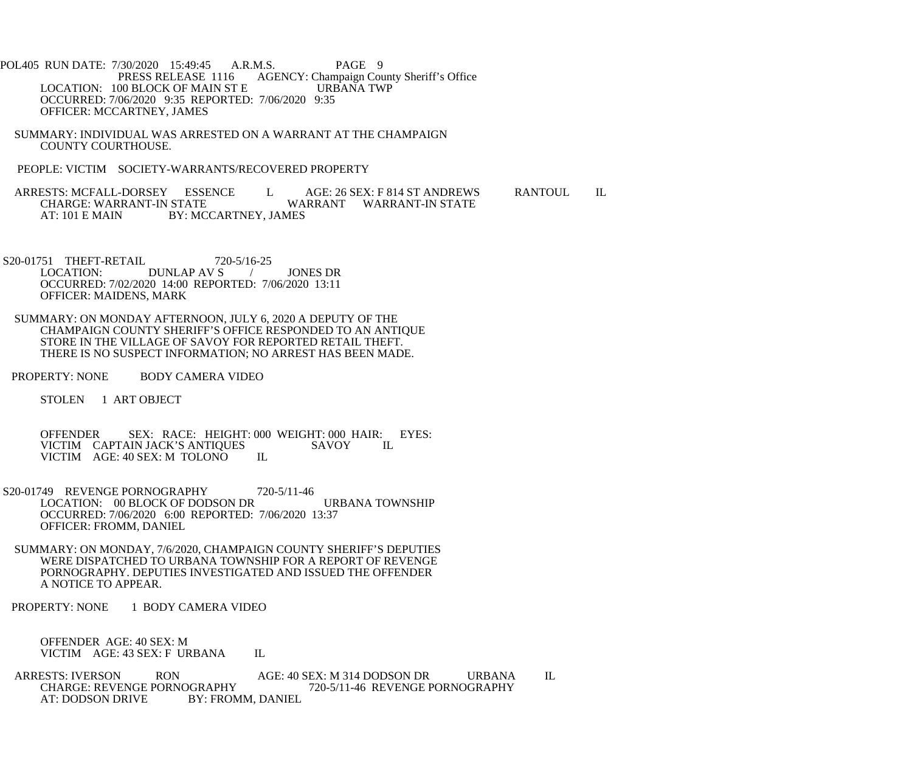POL405 RUN DATE: 7/30/2020 15:49:45 A.R.M.S. PAGE 9

PRESS RELEASE 1116 AGENCY: Champaign County Sheriff's Office

LOCATION: 100 BLOCK OF MAIN ST E URBANA TWP

OCCURRED: 7/06/2020 9:35 REPORTED: 7/06/2020 9:35

OFFICER: MCCARTNEY, JAMES

SUMMARY: INDIVIDUAL WAS ARRESTED ON A WARRANT AT THE CHAMPAIGN COUNTY COURTHOUSE.

PEOPLE: VICTIM SOCIETY-WARRANTS/RECOVERED PROPERTY

ARRESTS: MCFALL-DORSEY ESSENCE L AGE: 26 SEX: F 814 ST ANDREWS RANTOUL IL

CHARGE: WARRANT-IN STATE WARRANT WARRANT-IN STATE

AT: 101 E MAIN BY: MCCARTNEY, JAMES

S20-01751 THEFT-RETAIL 720-5/16-25

LOCATION: DUNLAP AV S / JONES DR

OCCURRED: 7/02/2020 14:00 REPORTED: 7/06/2020 13:11

OFFICER: MAIDENS, MARK

SUMMARY: ON MONDAY AFTERNOON, JULY 6, 2020 A DEPUTY OF THE CHAMPAIGN COUNTY SHERIFF'S OFFICE RESPONDED TO AN ANTIQUE STORE IN THE VILLAGE OF SAVOY FOR REPORTED RETAIL THEFT. THERE IS NO SUSPECT INFORMATION; NO ARREST HAS BEEN MADE.

PROPERTY: NONE BODY CAMERA VIDEO

STOLEN 1 ART OBJECT

OFFENDER SEX: RACE: HEIGHT: 000 WEIGHT: 000 HAIR: EYES:

VICTIM CAPTAIN JACK'S ANTIQUES SAVOY IL

VICTIM AGE: 40 SEX: M TOLONO IL

S20-01749 REVENGE PORNOGRAPHY 720-5/11-46

LOCATION: 00 BLOCK OF DODSON DR URBANA TOWNSHIP

OCCURRED: 7/06/2020 6:00 REPORTED: 7/06/2020 13:37

OFFICER: FROMM, DANIEL

SUMMARY: ON MONDAY, 7/6/2020, CHAMPAIGN COUNTY SHERIFF'S DEPUTIES WERE DISPATCHED TO URBANA TOWNSHIP FOR A REPORT OF REVENGE PORNOGRAPHY. DEPUTIES INVESTIGATED AND ISSUED THE OFFENDER A NOTICE TO APPEAR.

PROPERTY: NONE 1 BODY CAMERA VIDEO

OFFENDER AGE: 40 SEX: M

VICTIM AGE: 43 SEX: F URBANA IL

ARRESTS: IVERSON RON AGE: 40 SEX: M 314 DODSON DR URBANA IL

CHARGE: REVENGE PORNOGRAPHY 720-5/11-46 REVENGE PORNOGRAPHY

AT: DODSON DRIVE BY: FROMM, DANIEL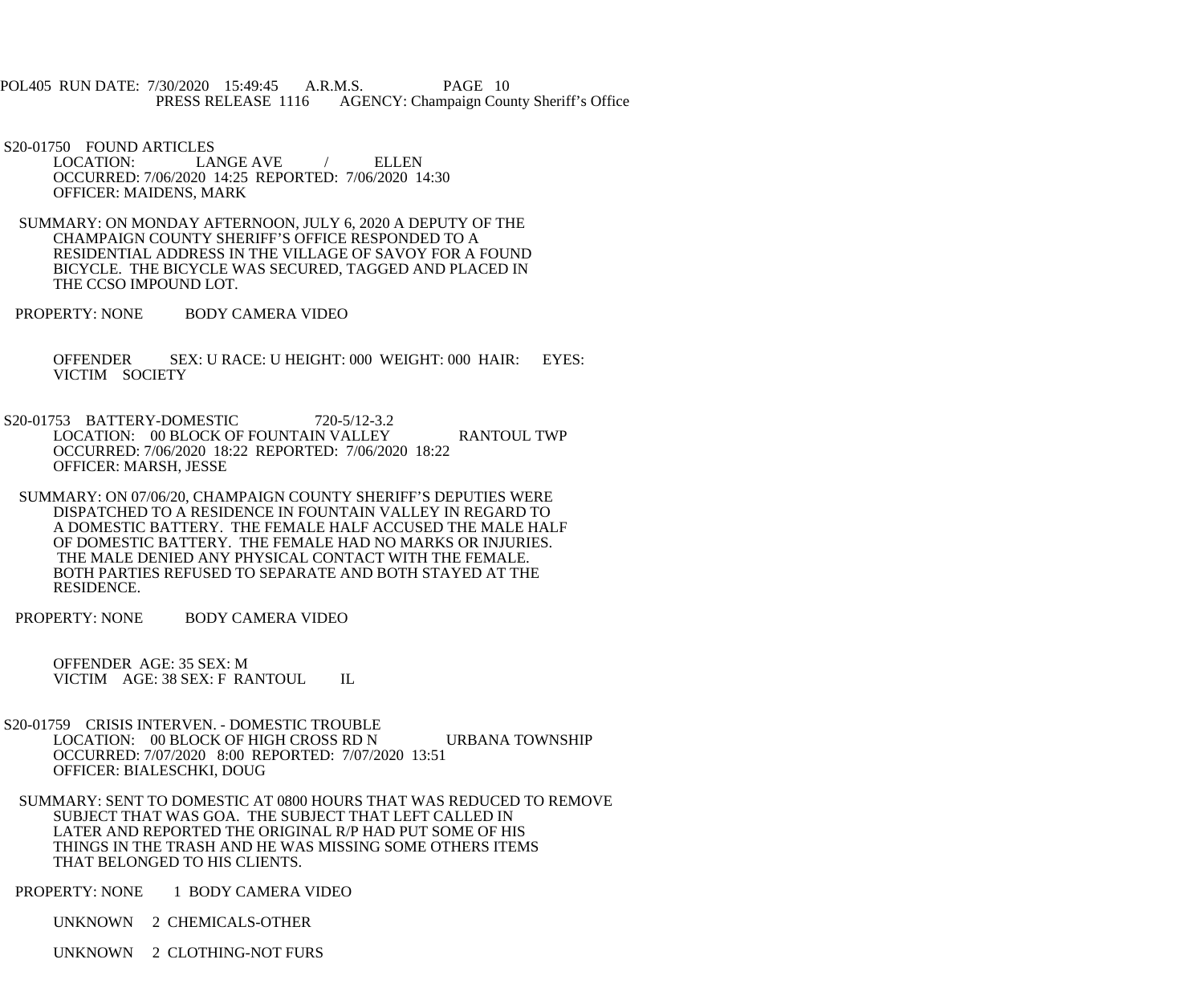S20-01750 FOUND ARTICLES
LOCATION: LANGE AVE / ELLEN
OCCURRED: 7/06/2020 14:25 REPORTED: 7/06/2020 14:30
OFFICER: MAIDENS, MARK

SUMMARY: ON MONDAY AFTERNOON, JULY 6, 2020 A DEPUTY OF THE CHAMPAIGN COUNTY SHERIFF'S OFFICE RESPONDED TO A RESIDENTIAL ADDRESS IN THE VILLAGE OF SAVOY FOR A FOUND BICYCLE. THE BICYCLE WAS SECURED, TAGGED AND PLACED IN THE CCSO IMPOUND LOT.

PROPERTY: NONE BODY CAMERA VIDEO

OFFENDER SEX: U RACE: U HEIGHT: 000 WEIGHT: 000 HAIR: EYES:
VICTIM SOCIETY

S20-01753 BATTERY-DOMESTIC 720-5/12-3.2
LOCATION: 00 BLOCK OF FOUNTAIN VALLEY RANTOUL TWP
OCCURRED: 7/06/2020 18:22 REPORTED: 7/06/2020 18:22
OFFICER: MARSH, JESSE

SUMMARY: ON 07/06/20, CHAMPAIGN COUNTY SHERIFF'S DEPUTIES WERE DISPATCHED TO A RESIDENCE IN FOUNTAIN VALLEY IN REGARD TO A DOMESTIC BATTERY. THE FEMALE HALF ACCUSED THE MALE HALF OF DOMESTIC BATTERY. THE FEMALE HAD NO MARKS OR INJURIES. THE MALE DENIED ANY PHYSICAL CONTACT WITH THE FEMALE. BOTH PARTIES REFUSED TO SEPARATE AND BOTH STAYED AT THE RESIDENCE.

PROPERTY: NONE BODY CAMERA VIDEO

OFFENDER AGE: 35 SEX: M
VICTIM AGE: 38 SEX: F RANTOUL IL

S20-01759 CRISIS INTERVEN. - DOMESTIC TROUBLE
LOCATION: 00 BLOCK OF HIGH CROSS RD N URBANA TOWNSHIP
OCCURRED: 7/07/2020 8:00 REPORTED: 7/07/2020 13:51
OFFICER: BIALESCHKI, DOUG

SUMMARY: SENT TO DOMESTIC AT 0800 HOURS THAT WAS REDUCED TO REMOVE SUBJECT THAT WAS GOA. THE SUBJECT THAT LEFT CALLED IN LATER AND REPORTED THE ORIGINAL R/P HAD PUT SOME OF HIS THINGS IN THE TRASH AND HE WAS MISSING SOME OTHERS ITEMS THAT BELONGED TO HIS CLIENTS.

PROPERTY: NONE 1 BODY CAMERA VIDEO

UNKNOWN 2 CHEMICALS-OTHER

UNKNOWN 2 CLOTHING-NOT FURS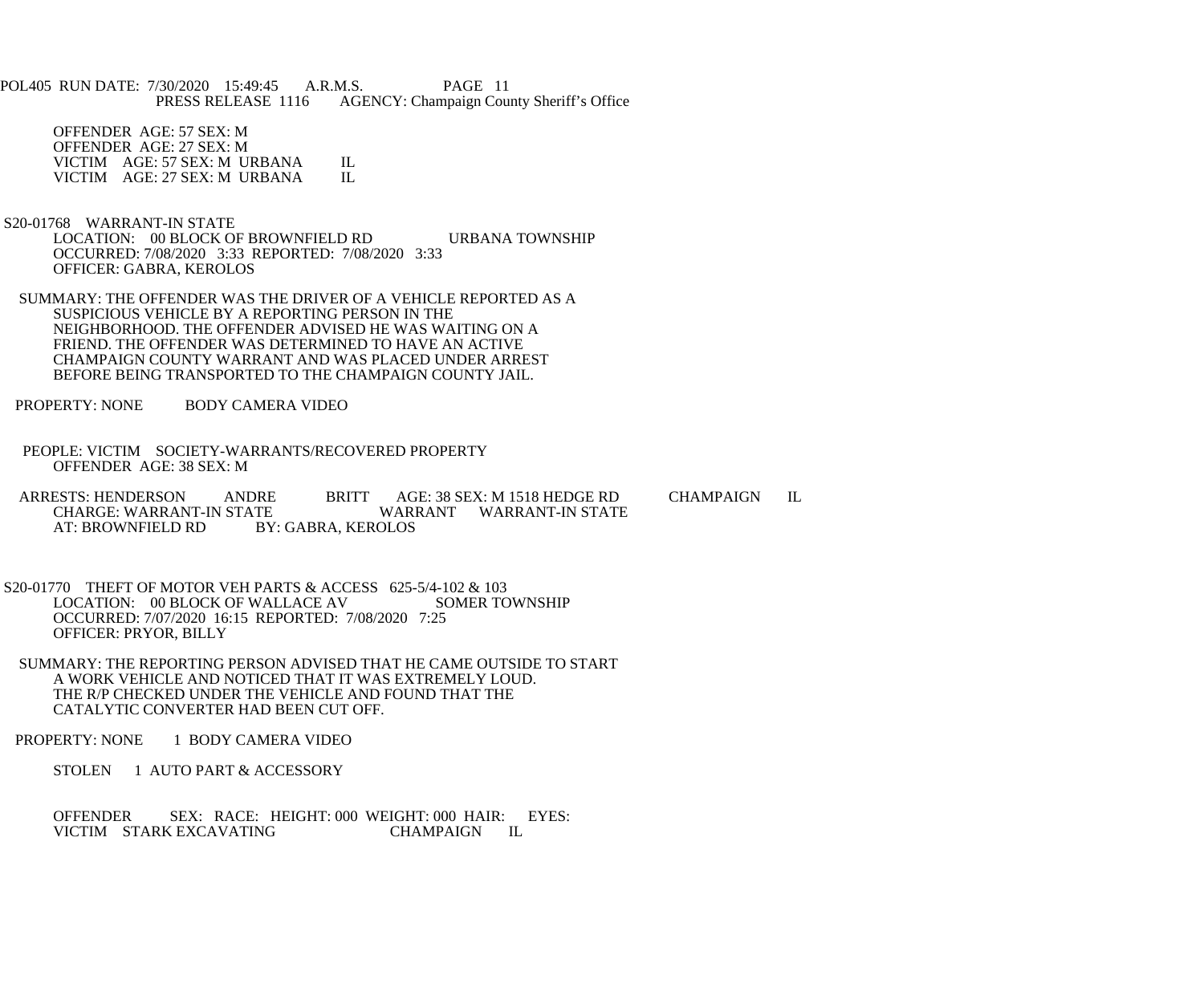OFFENDER AGE: 57 SEX: M
OFFENDER AGE: 27 SEX: M
VICTIM AGE: 57 SEX: M URBANA IL
VICTIM AGE: 27 SEX: M URBANA IL

S20-01768 WARRANT-IN STATE
LOCATION: 00 BLOCK OF BROWNFIELD RD URBANA TOWNSHIP
OCCURRED: 7/08/2020 3:33 REPORTED: 7/08/2020 3:33
OFFICER: GABRA, KEROLOS

SUMMARY: THE OFFENDER WAS THE DRIVER OF A VEHICLE REPORTED AS A SUSPICIOUS VEHICLE BY A REPORTING PERSON IN THE NEIGHBORHOOD. THE OFFENDER ADVISED HE WAS WAITING ON A FRIEND. THE OFFENDER WAS DETERMINED TO HAVE AN ACTIVE CHAMPAIGN COUNTY WARRANT AND WAS PLACED UNDER ARREST BEFORE BEING TRANSPORTED TO THE CHAMPAIGN COUNTY JAIL.

PROPERTY: NONE BODY CAMERA VIDEO

PEOPLE: VICTIM SOCIETY-WARRANTS/RECOVERED PROPERTY
OFFENDER AGE: 38 SEX: M

ARRESTS: HENDERSON ANDRE BRITT AGE: 38 SEX: M 1518 HEDGE RD CHAMPAIGN IL
CHARGE: WARRANT-IN STATE WARRANT WARRANT-IN STATE
AT: BROWNFIELD RD BY: GABRA, KEROLOS

S20-01770 THEFT OF MOTOR VEH PARTS & ACCESS 625-5/4-102 & 103
LOCATION: 00 BLOCK OF WALLACE AV SOMER TOWNSHIP
OCCURRED: 7/07/2020 16:15 REPORTED: 7/08/2020 7:25
OFFICER: PRYOR, BILLY

SUMMARY: THE REPORTING PERSON ADVISED THAT HE CAME OUTSIDE TO START A WORK VEHICLE AND NOTICED THAT IT WAS EXTREMELY LOUD. THE R/P CHECKED UNDER THE VEHICLE AND FOUND THAT THE CATALYTIC CONVERTER HAD BEEN CUT OFF.

PROPERTY: NONE 1 BODY CAMERA VIDEO

STOLEN 1 AUTO PART & ACCESSORY

OFFENDER SEX: RACE: HEIGHT: 000 WEIGHT: 000 HAIR: EYES:
VICTIM STARK EXCAVATING CHAMPAIGN IL